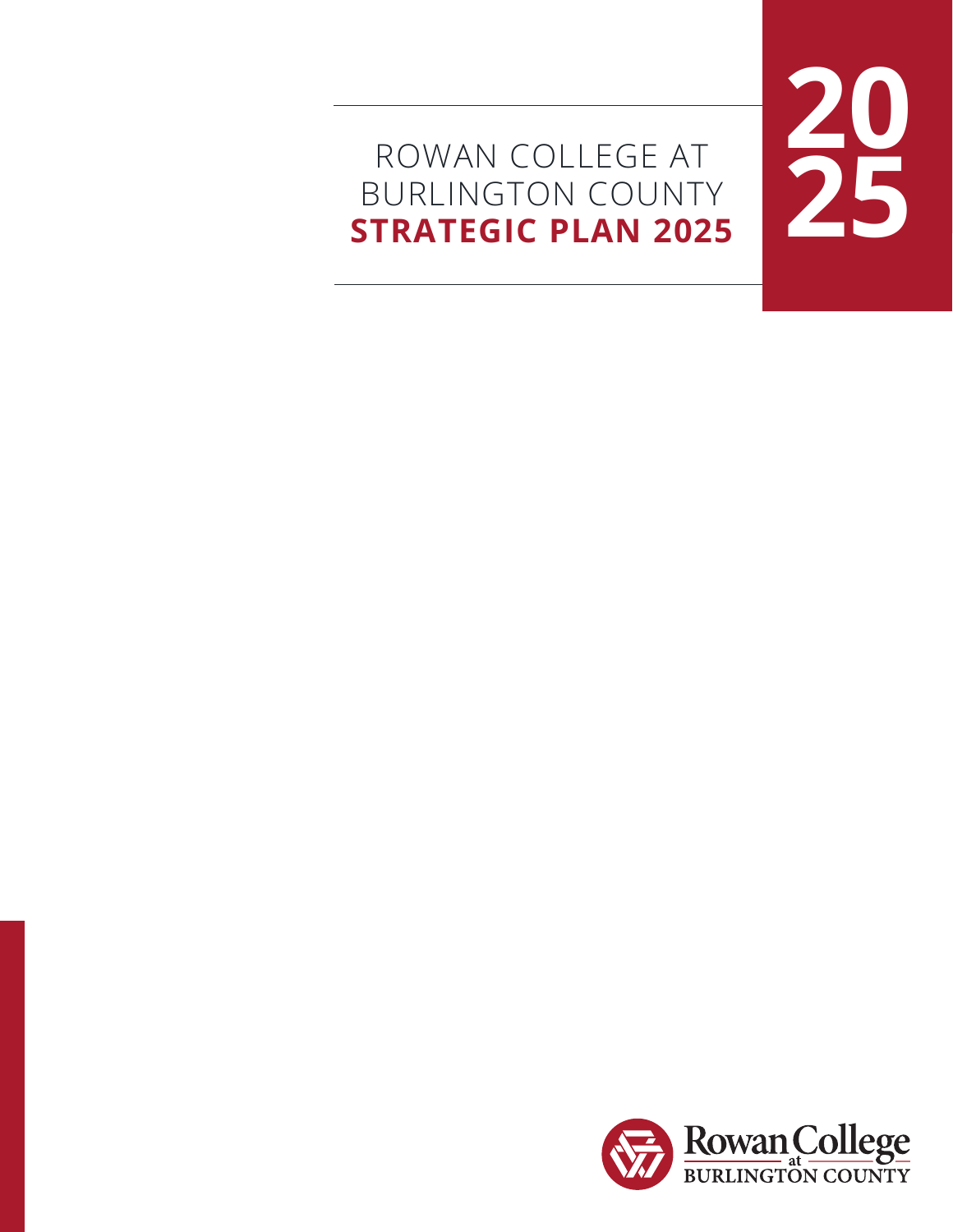# ROWAN COLLEGE AT BURLINGTON COUNTY
# **STRATEGIC PLAN 2025**

**2025**

Rowan College at Burlington County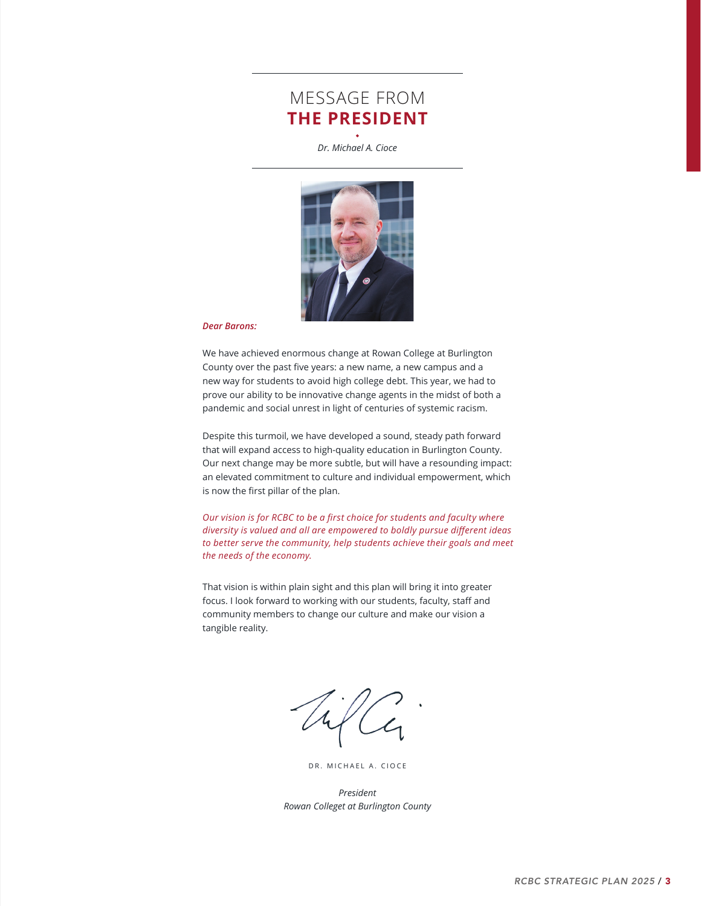# MESSAGE FROM **THE PRESIDENT**

*Dr. Michael A. Cioce*

***Dear Barons:***

We have achieved enormous change at Rowan College at Burlington County over the past five years: a new name, a new campus and a new way for students to avoid high college debt. This year, we had to prove our ability to be innovative change agents in the midst of both a pandemic and social unrest in light of centuries of systemic racism.

Despite this turmoil, we have developed a sound, steady path forward that will expand access to high-quality education in Burlington County. Our next change may be more subtle, but will have a resounding impact: an elevated commitment to culture and individual empowerment, which is now the first pillar of the plan.

*Our vision is for RCBC to be a first choice for students and faculty where diversity is valued and all are empowered to boldly pursue different ideas to better serve the community, help students achieve their goals and meet the needs of the economy.*

That vision is within plain sight and this plan will bring it into greater focus. I look forward to working with our students, faculty, staff and community members to change our culture and make our vision a tangible reality.

DR. MICHAEL A. CIOCE

*President*
*Rowan Colleget at Burlington County*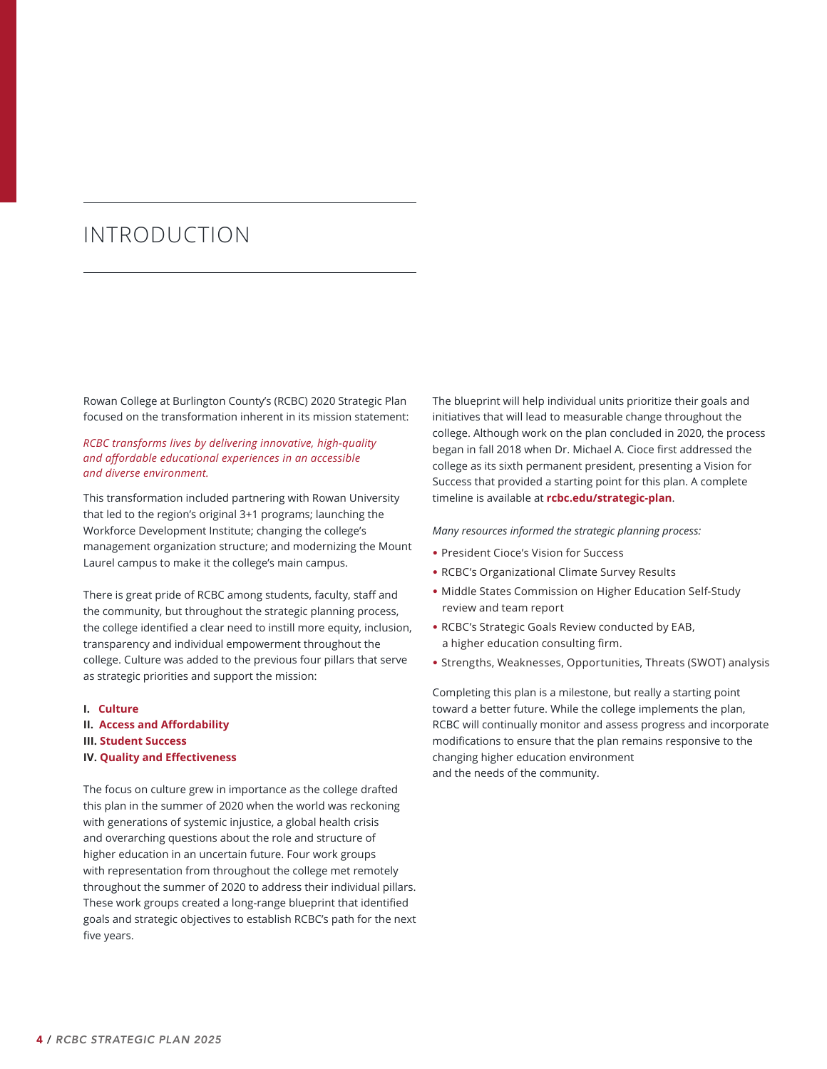# INTRODUCTION

Rowan College at Burlington County's (RCBC) 2020 Strategic Plan focused on the transformation inherent in its mission statement:

*RCBC transforms lives by delivering innovative, high-quality and affordable educational experiences in an accessible and diverse environment.*

This transformation included partnering with Rowan University that led to the region's original 3+1 programs; launching the Workforce Development Institute; changing the college's management organization structure; and modernizing the Mount Laurel campus to make it the college's main campus.

There is great pride of RCBC among students, faculty, staff and the community, but throughout the strategic planning process, the college identified a clear need to instill more equity, inclusion, transparency and individual empowerment throughout the college. Culture was added to the previous four pillars that serve as strategic priorities and support the mission:

**I. Culture**
**II. Access and Affordability**
**III. Student Success**
**IV. Quality and Effectiveness**

The focus on culture grew in importance as the college drafted this plan in the summer of 2020 when the world was reckoning with generations of systemic injustice, a global health crisis and overarching questions about the role and structure of higher education in an uncertain future. Four work groups with representation from throughout the college met remotely throughout the summer of 2020 to address their individual pillars. These work groups created a long-range blueprint that identified goals and strategic objectives to establish RCBC's path for the next five years.

The blueprint will help individual units prioritize their goals and initiatives that will lead to measurable change throughout the college. Although work on the plan concluded in 2020, the process began in fall 2018 when Dr. Michael A. Cioce first addressed the college as its sixth permanent president, presenting a Vision for Success that provided a starting point for this plan. A complete timeline is available at **rcbc.edu/strategic-plan**.

*Many resources informed the strategic planning process:*

- President Cioce's Vision for Success
- RCBC's Organizational Climate Survey Results
- Middle States Commission on Higher Education Self-Study review and team report
- RCBC's Strategic Goals Review conducted by EAB, a higher education consulting firm.
- Strengths, Weaknesses, Opportunities, Threats (SWOT) analysis

Completing this plan is a milestone, but really a starting point toward a better future. While the college implements the plan, RCBC will continually monitor and assess progress and incorporate modifications to ensure that the plan remains responsive to the changing higher education environment and the needs of the community.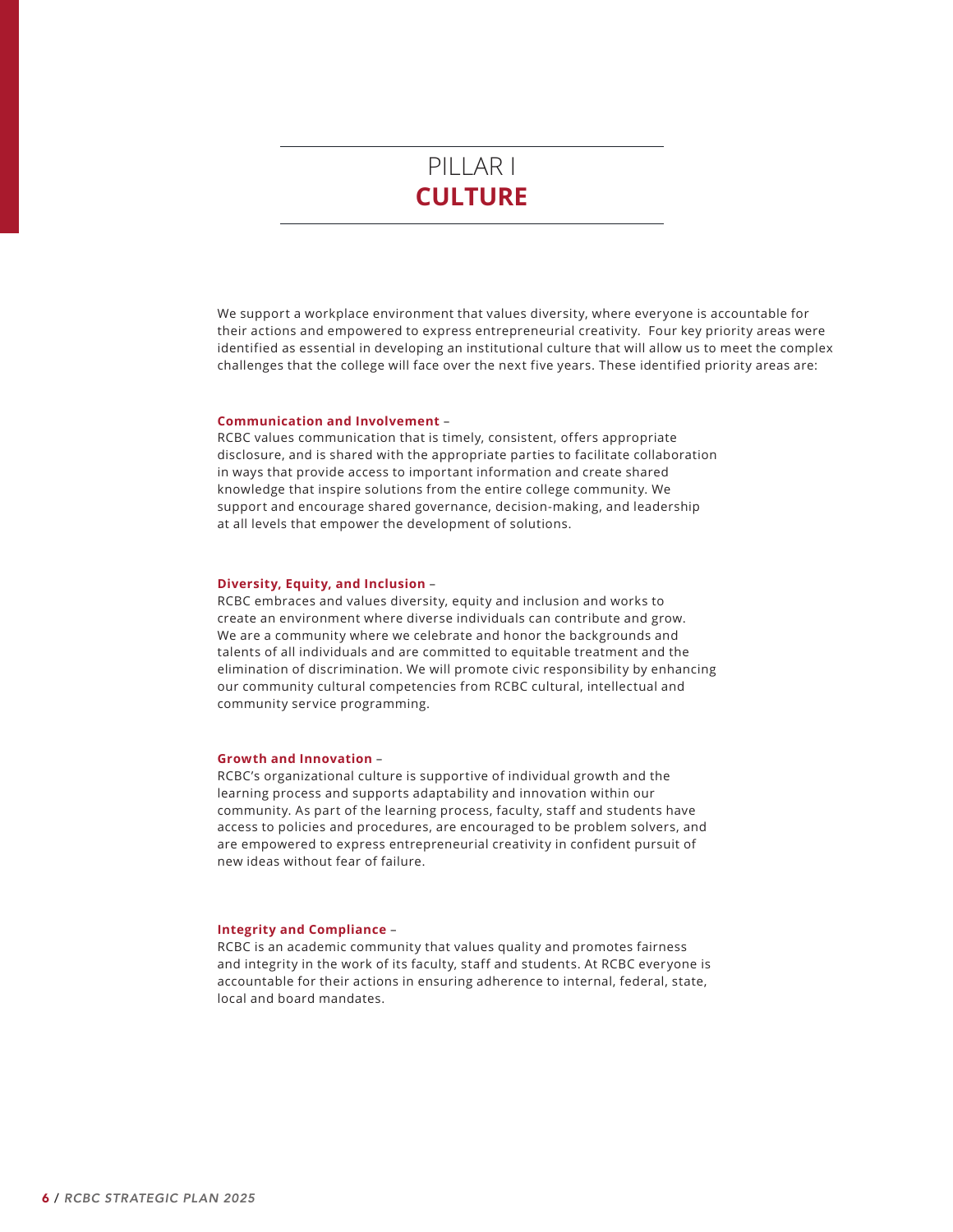# PILLAR I
# CULTURE

We support a workplace environment that values diversity, where everyone is accountable for their actions and empowered to express entrepreneurial creativity. Four key priority areas were identified as essential in developing an institutional culture that will allow us to meet the complex challenges that the college will face over the next five years. These identified priority areas are:

**Communication and Involvement** –
RCBC values communication that is timely, consistent, offers appropriate disclosure, and is shared with the appropriate parties to facilitate collaboration in ways that provide access to important information and create shared knowledge that inspire solutions from the entire college community. We support and encourage shared governance, decision-making, and leadership at all levels that empower the development of solutions.

**Diversity, Equity, and Inclusion** –
RCBC embraces and values diversity, equity and inclusion and works to create an environment where diverse individuals can contribute and grow. We are a community where we celebrate and honor the backgrounds and talents of all individuals and are committed to equitable treatment and the elimination of discrimination. We will promote civic responsibility by enhancing our community cultural competencies from RCBC cultural, intellectual and community service programming.

**Growth and Innovation** –
RCBC's organizational culture is supportive of individual growth and the learning process and supports adaptability and innovation within our community. As part of the learning process, faculty, staff and students have access to policies and procedures, are encouraged to be problem solvers, and are empowered to express entrepreneurial creativity in confident pursuit of new ideas without fear of failure.

**Integrity and Compliance** –
RCBC is an academic community that values quality and promotes fairness and integrity in the work of its faculty, staff and students. At RCBC everyone is accountable for their actions in ensuring adherence to internal, federal, state, local and board mandates.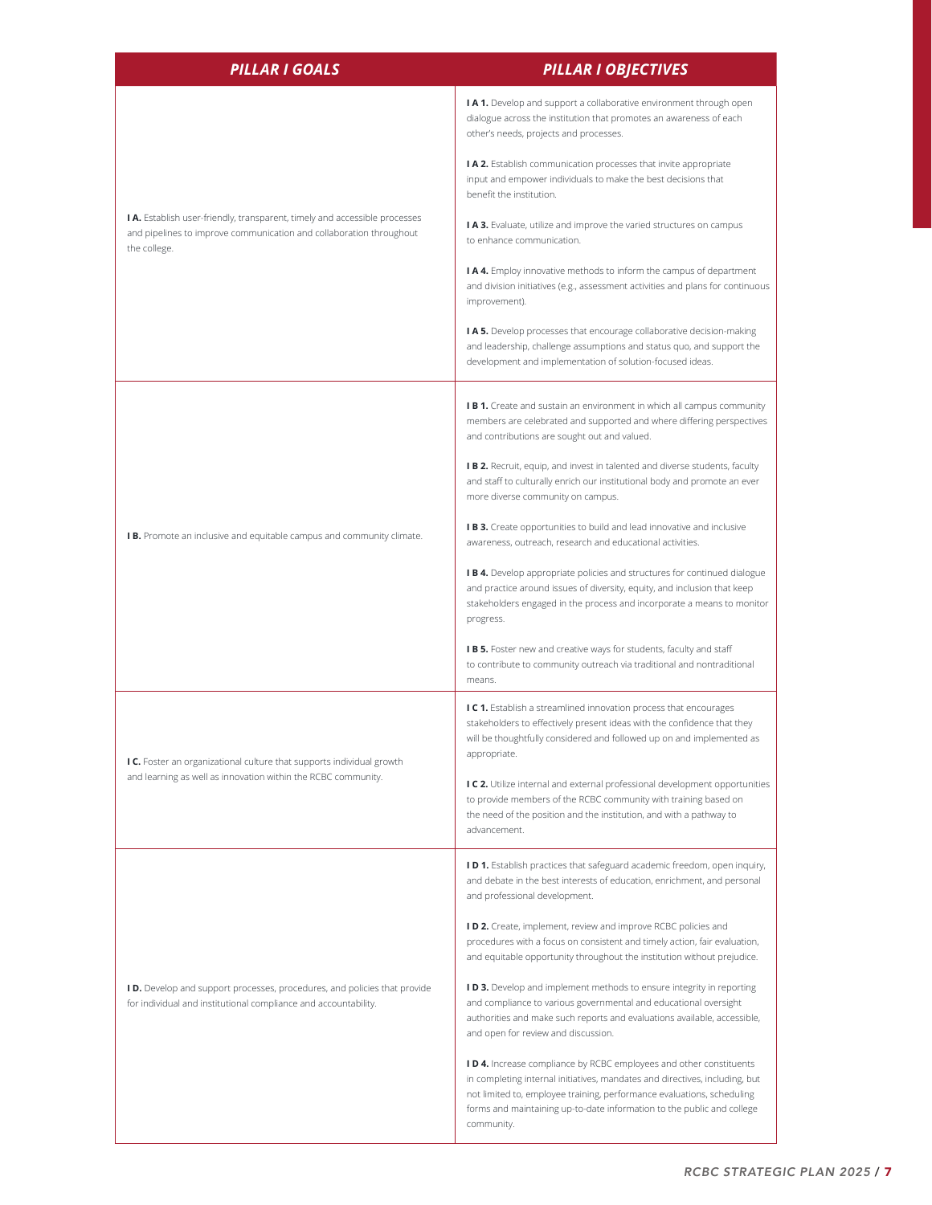| *PILLAR I GOALS* | *PILLAR I OBJECTIVES* |
|---|---|
| **I A.** Establish user-friendly, transparent, timely and accessible processes and pipelines to improve communication and collaboration throughout the college. | **I A 1.** Develop and support a collaborative environment through open dialogue across the institution that promotes an awareness of each other's needs, projects and processes.<br><br>**I A 2.** Establish communication processes that invite appropriate input and empower individuals to make the best decisions that benefit the institution.<br><br>**I A 3.** Evaluate, utilize and improve the varied structures on campus to enhance communication.<br><br>**I A 4.** Employ innovative methods to inform the campus of department and division initiatives (e.g., assessment activities and plans for continuous improvement).<br><br>**I A 5.** Develop processes that encourage collaborative decision-making and leadership, challenge assumptions and status quo, and support the development and implementation of solution-focused ideas. |
| **I B.** Promote an inclusive and equitable campus and community climate. | **I B 1.** Create and sustain an environment in which all campus community members are celebrated and supported and where differing perspectives and contributions are sought out and valued.<br><br>**I B 2.** Recruit, equip, and invest in talented and diverse students, faculty and staff to culturally enrich our institutional body and promote an ever more diverse community on campus.<br><br>**I B 3.** Create opportunities to build and lead innovative and inclusive awareness, outreach, research and educational activities.<br><br>**I B 4.** Develop appropriate policies and structures for continued dialogue and practice around issues of diversity, equity, and inclusion that keep stakeholders engaged in the process and incorporate a means to monitor progress.<br><br>**I B 5.** Foster new and creative ways for students, faculty and staff to contribute to community outreach via traditional and nontraditional means. |
| **I C.** Foster an organizational culture that supports individual growth and learning as well as innovation within the RCBC community. | **I C 1.** Establish a streamlined innovation process that encourages stakeholders to effectively present ideas with the confidence that they will be thoughtfully considered and followed up on and implemented as appropriate.<br><br>**I C 2.** Utilize internal and external professional development opportunities to provide members of the RCBC community with training based on the need of the position and the institution, and with a pathway to advancement. |
| **I D.** Develop and support processes, procedures, and policies that provide for individual and institutional compliance and accountability. | **I D 1.** Establish practices that safeguard academic freedom, open inquiry, and debate in the best interests of education, enrichment, and personal and professional development.<br><br>**I D 2.** Create, implement, review and improve RCBC policies and procedures with a focus on consistent and timely action, fair evaluation, and equitable opportunity throughout the institution without prejudice.<br><br>**I D 3.** Develop and implement methods to ensure integrity in reporting and compliance to various governmental and educational oversight authorities and make such reports and evaluations available, accessible, and open for review and discussion.<br><br>**I D 4.** Increase compliance by RCBC employees and other constituents in completing internal initiatives, mandates and directives, including, but not limited to, employee training, performance evaluations, scheduling forms and maintaining up-to-date information to the public and college community. |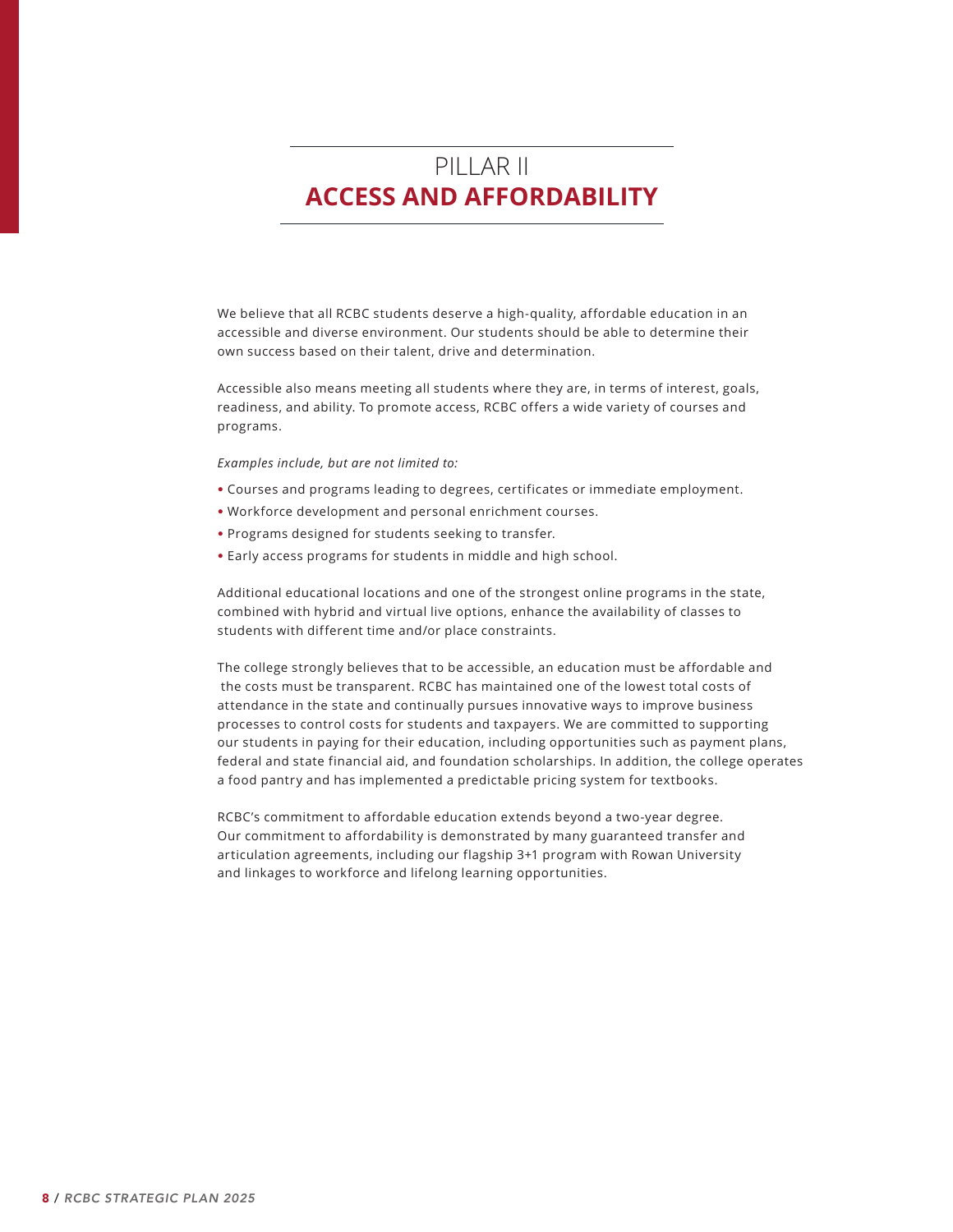# PILLAR II
## ACCESS AND AFFORDABILITY

We believe that all RCBC students deserve a high-quality, affordable education in an accessible and diverse environment. Our students should be able to determine their own success based on their talent, drive and determination.

Accessible also means meeting all students where they are, in terms of interest, goals, readiness, and ability. To promote access, RCBC offers a wide variety of courses and programs.

*Examples include, but are not limited to:*

- Courses and programs leading to degrees, certificates or immediate employment.
- Workforce development and personal enrichment courses.
- Programs designed for students seeking to transfer.
- Early access programs for students in middle and high school.

Additional educational locations and one of the strongest online programs in the state, combined with hybrid and virtual live options, enhance the availability of classes to students with different time and/or place constraints.

The college strongly believes that to be accessible, an education must be affordable and the costs must be transparent. RCBC has maintained one of the lowest total costs of attendance in the state and continually pursues innovative ways to improve business processes to control costs for students and taxpayers. We are committed to supporting our students in paying for their education, including opportunities such as payment plans, federal and state financial aid, and foundation scholarships. In addition, the college operates a food pantry and has implemented a predictable pricing system for textbooks.

RCBC's commitment to affordable education extends beyond a two-year degree. Our commitment to affordability is demonstrated by many guaranteed transfer and articulation agreements, including our flagship 3+1 program with Rowan University and linkages to workforce and lifelong learning opportunities.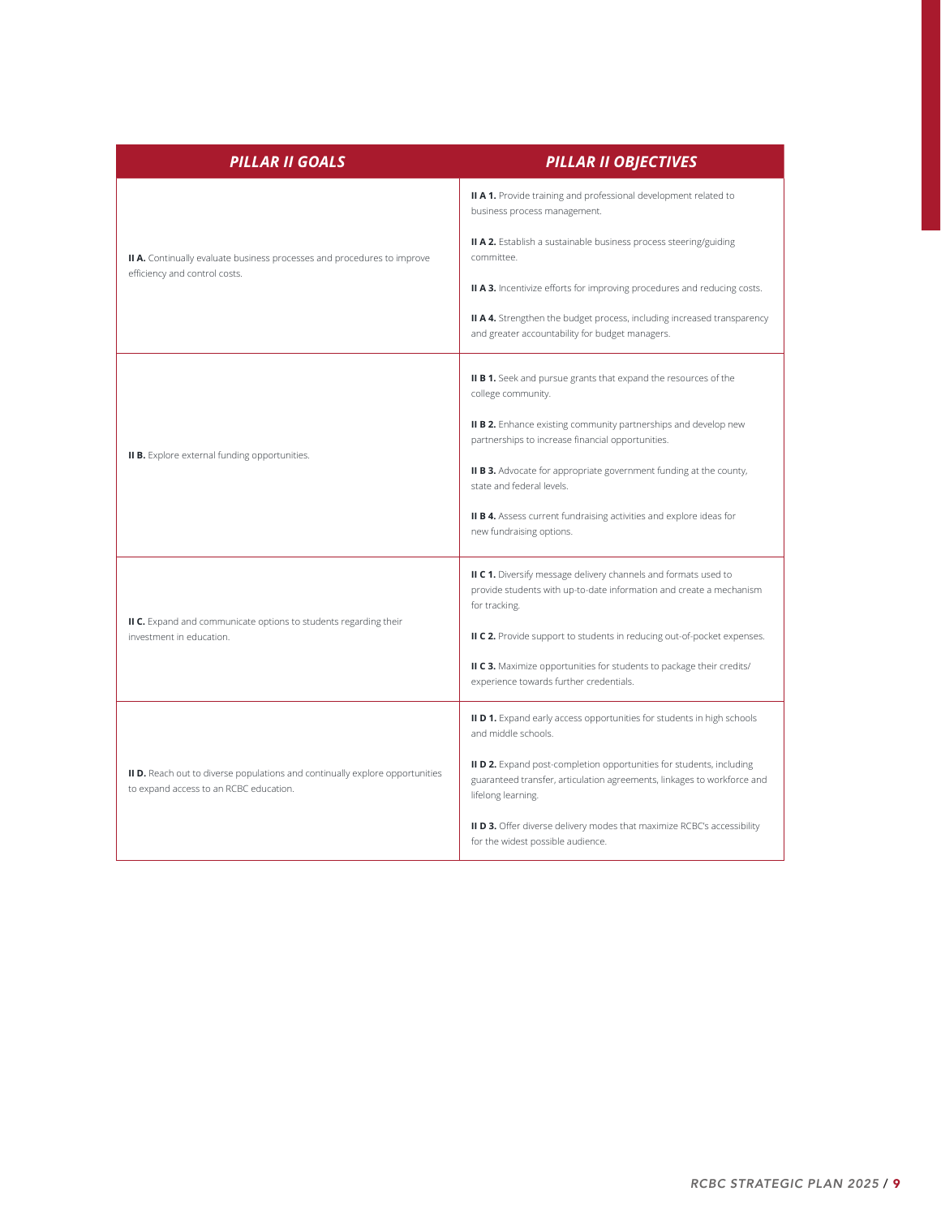| *PILLAR II GOALS* | *PILLAR II OBJECTIVES* |
| --- | --- |
| **II A.** Continually evaluate business processes and procedures to improve efficiency and control costs. | **II A 1.** Provide training and professional development related to business process management.<br><br>**II A 2.** Establish a sustainable business process steering/guiding committee.<br><br>**II A 3.** Incentivize efforts for improving procedures and reducing costs.<br><br>**II A 4.** Strengthen the budget process, including increased transparency and greater accountability for budget managers. |
| **II B.** Explore external funding opportunities. | **II B 1.** Seek and pursue grants that expand the resources of the college community.<br><br>**II B 2.** Enhance existing community partnerships and develop new partnerships to increase financial opportunities.<br><br>**II B 3.** Advocate for appropriate government funding at the county, state and federal levels.<br><br>**II B 4.** Assess current fundraising activities and explore ideas for new fundraising options. |
| **II C.** Expand and communicate options to students regarding their investment in education. | **II C 1.** Diversify message delivery channels and formats used to provide students with up-to-date information and create a mechanism for tracking.<br><br>**II C 2.** Provide support to students in reducing out-of-pocket expenses.<br><br>**II C 3.** Maximize opportunities for students to package their credits/experience towards further credentials. |
| **II D.** Reach out to diverse populations and continually explore opportunities to expand access to an RCBC education. | **II D 1.** Expand early access opportunities for students in high schools and middle schools.<br><br>**II D 2.** Expand post-completion opportunities for students, including guaranteed transfer, articulation agreements, linkages to workforce and lifelong learning.<br><br>**II D 3.** Offer diverse delivery modes that maximize RCBC's accessibility for the widest possible audience. |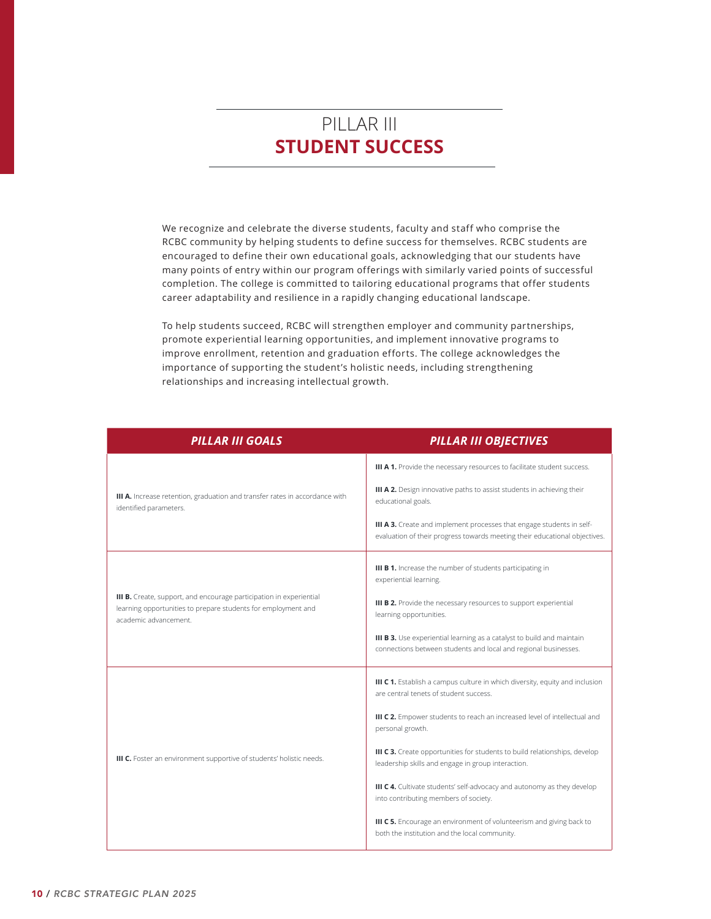# PILLAR III
## STUDENT SUCCESS

We recognize and celebrate the diverse students, faculty and staff who comprise the RCBC community by helping students to define success for themselves. RCBC students are encouraged to define their own educational goals, acknowledging that our students have many points of entry within our program offerings with similarly varied points of successful completion. The college is committed to tailoring educational programs that offer students career adaptability and resilience in a rapidly changing educational landscape.

To help students succeed, RCBC will strengthen employer and community partnerships, promote experiential learning opportunities, and implement innovative programs to improve enrollment, retention and graduation efforts. The college acknowledges the importance of supporting the student's holistic needs, including strengthening relationships and increasing intellectual growth.

| *PILLAR III GOALS* | *PILLAR III OBJECTIVES* |
|---|---|
| **III A.** Increase retention, graduation and transfer rates in accordance with identified parameters. | **III A 1.** Provide the necessary resources to facilitate student success.<br><br>**III A 2.** Design innovative paths to assist students in achieving their educational goals.<br><br>**III A 3.** Create and implement processes that engage students in self-evaluation of their progress towards meeting their educational objectives. |
| **III B.** Create, support, and encourage participation in experiential learning opportunities to prepare students for employment and academic advancement. | **III B 1.** Increase the number of students participating in experiential learning.<br><br>**III B 2.** Provide the necessary resources to support experiential learning opportunities.<br><br>**III B 3.** Use experiential learning as a catalyst to build and maintain connections between students and local and regional businesses. |
| **III C.** Foster an environment supportive of students' holistic needs. | **III C 1.** Establish a campus culture in which diversity, equity and inclusion are central tenets of student success.<br><br>**III C 2.** Empower students to reach an increased level of intellectual and personal growth.<br><br>**III C 3.** Create opportunities for students to build relationships, develop leadership skills and engage in group interaction.<br><br>**III C 4.** Cultivate students' self-advocacy and autonomy as they develop into contributing members of society.<br><br>**III C 5.** Encourage an environment of volunteerism and giving back to both the institution and the local community. |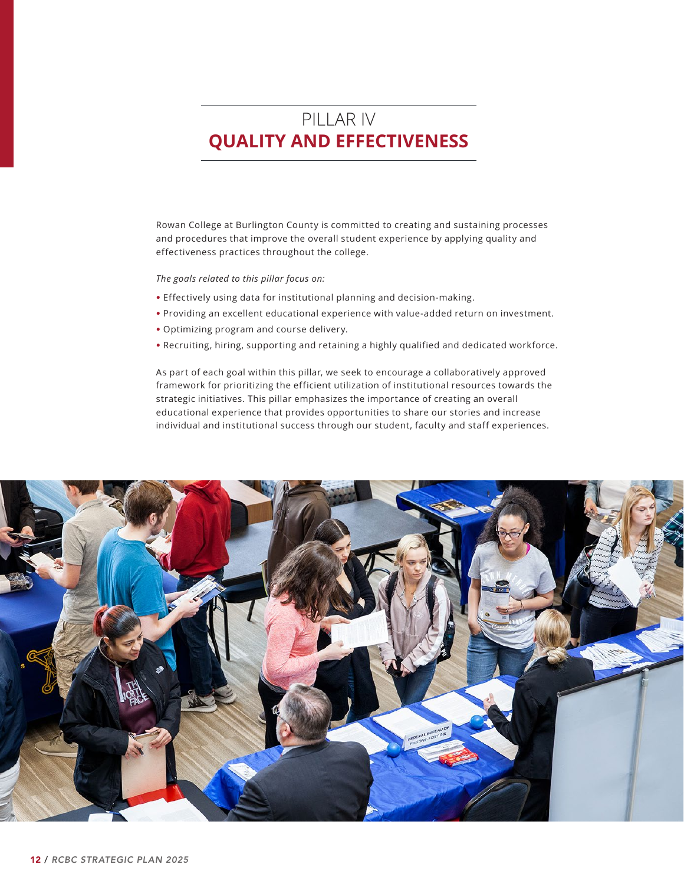# PILLAR IV
# QUALITY AND EFFECTIVENESS

Rowan College at Burlington County is committed to creating and sustaining processes and procedures that improve the overall student experience by applying quality and effectiveness practices throughout the college.

*The goals related to this pillar focus on:*

- Effectively using data for institutional planning and decision-making.
- Providing an excellent educational experience with value-added return on investment.
- Optimizing program and course delivery.
- Recruiting, hiring, supporting and retaining a highly qualified and dedicated workforce.

As part of each goal within this pillar, we seek to encourage a collaboratively approved framework for prioritizing the efficient utilization of institutional resources towards the strategic initiatives. This pillar emphasizes the importance of creating an overall educational experience that provides opportunities to share our stories and increase individual and institutional success through our student, faculty and staff experiences.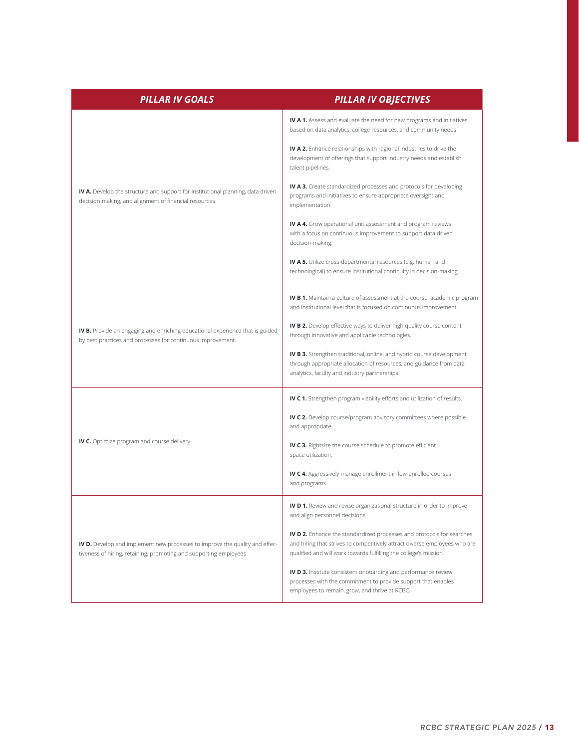| PILLAR IV GOALS | PILLAR IV OBJECTIVES |
|---|---|
| **IV A.** Develop the structure and support for institutional planning, data driven decision-making, and alignment of financial resources. | **IV A 1.** Assess and evaluate the need for new programs and initiatives based on data analytics, college resources, and community needs.<br><br>**IV A 2.** Enhance relationships with regional industries to drive the development of offerings that support industry needs and establish talent pipelines.<br><br>**IV A 3.** Create standardized processes and protocols for developing programs and initiatives to ensure appropriate oversight and implementation.<br><br>**IV A 4.** Grow operational unit assessment and program reviews with a focus on continuous improvement to support data driven decision-making.<br><br>**IV A 5.** Utilize cross-departmental resources (e.g. human and technological) to ensure institutional continuity in decision-making. |
| **IV B.** Provide an engaging and enriching educational experience that is guided by best practices and processes for continuous improvement. | **IV B 1.** Maintain a culture of assessment at the course, academic program and institutional level that is focused on continuous improvement.<br><br>**IV B 2.** Develop effective ways to deliver high quality course content through innovative and applicable technologies.<br><br>**IV B 3.** Strengthen traditional, online, and hybrid course development through appropriate allocation of resources, and guidance from data analytics, faculty and industry partnerships. |
| **IV C.** Optimize program and course delivery. | **IV C 1.** Strengthen program viability efforts and utilization of results.<br><br>**IV C 2.** Develop course/program advisory committees where possible and appropriate.<br><br>**IV C 3.** Rightsize the course schedule to promote efficient space utilization.<br><br>**IV C 4.** Aggressively manage enrollment in low-enrolled courses and programs. |
| **IV D.** Develop and implement new processes to improve the quality and effectiveness of hiring, retaining, promoting and supporting employees. | **IV D 1.** Review and revise organizational structure in order to improve and align personnel decisions.<br><br>**IV D 2.** Enhance the standardized processes and protocols for searches and hiring that strives to competitively attract diverse employees who are qualified and will work towards fulfilling the college's mission.<br><br>**IV D 3.** Institute consistent onboarding and performance review processes with the commitment to provide support that enables employees to remain, grow, and thrive at RCBC. |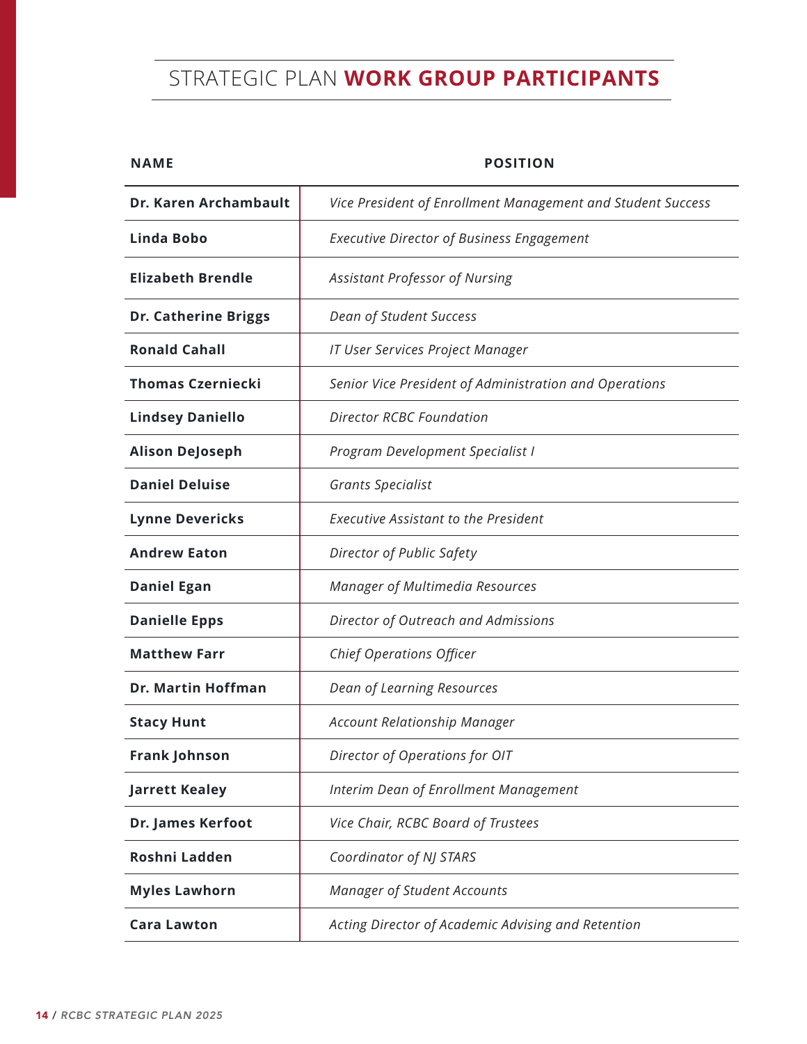# STRATEGIC PLAN **WORK GROUP PARTICIPANTS**

| NAME | POSITION |
| --- | --- |
| **Dr. Karen Archambault** | *Vice President of Enrollment Management and Student Success* |
| **Linda Bobo** | *Executive Director of Business Engagement* |
| **Elizabeth Brendle** | *Assistant Professor of Nursing* |
| **Dr. Catherine Briggs** | *Dean of Student Success* |
| **Ronald Cahall** | *IT User Services Project Manager* |
| **Thomas Czerniecki** | *Senior Vice President of Administration and Operations* |
| **Lindsey Daniello** | *Director RCBC Foundation* |
| **Alison DeJoseph** | *Program Development Specialist I* |
| **Daniel Deluise** | *Grants Specialist* |
| **Lynne Devericks** | *Executive Assistant to the President* |
| **Andrew Eaton** | *Director of Public Safety* |
| **Daniel Egan** | *Manager of Multimedia Resources* |
| **Danielle Epps** | *Director of Outreach and Admissions* |
| **Matthew Farr** | *Chief Operations Officer* |
| **Dr. Martin Hoffman** | *Dean of Learning Resources* |
| **Stacy Hunt** | *Account Relationship Manager* |
| **Frank Johnson** | *Director of Operations for OIT* |
| **Jarrett Kealey** | *Interim Dean of Enrollment Management* |
| **Dr. James Kerfoot** | *Vice Chair, RCBC Board of Trustees* |
| **Roshni Ladden** | *Coordinator of NJ STARS* |
| **Myles Lawhorn** | *Manager of Student Accounts* |
| **Cara Lawton** | *Acting Director of Academic Advising and Retention* |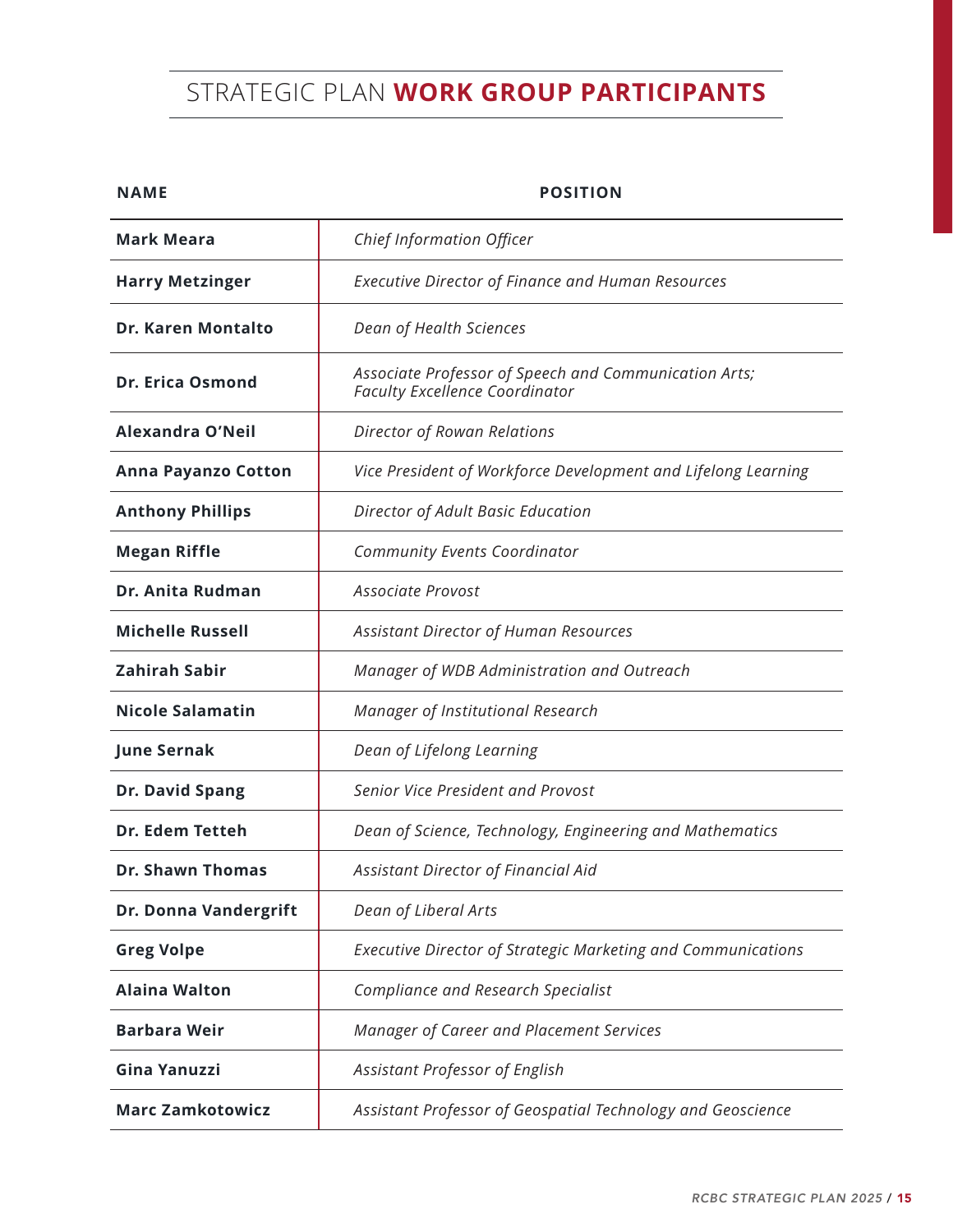# STRATEGIC PLAN **WORK GROUP PARTICIPANTS**

| NAME | POSITION |
|---|---|
| **Mark Meara** | *Chief Information Officer* |
| **Harry Metzinger** | *Executive Director of Finance and Human Resources* |
| **Dr. Karen Montalto** | *Dean of Health Sciences* |
| **Dr. Erica Osmond** | *Associate Professor of Speech and Communication Arts; Faculty Excellence Coordinator* |
| **Alexandra O'Neil** | *Director of Rowan Relations* |
| **Anna Payanzo Cotton** | *Vice President of Workforce Development and Lifelong Learning* |
| **Anthony Phillips** | *Director of Adult Basic Education* |
| **Megan Riffle** | *Community Events Coordinator* |
| **Dr. Anita Rudman** | *Associate Provost* |
| **Michelle Russell** | *Assistant Director of Human Resources* |
| **Zahirah Sabir** | *Manager of WDB Administration and Outreach* |
| **Nicole Salamatin** | *Manager of Institutional Research* |
| **June Sernak** | *Dean of Lifelong Learning* |
| **Dr. David Spang** | *Senior Vice President and Provost* |
| **Dr. Edem Tetteh** | *Dean of Science, Technology, Engineering and Mathematics* |
| **Dr. Shawn Thomas** | *Assistant Director of Financial Aid* |
| **Dr. Donna Vandergrift** | *Dean of Liberal Arts* |
| **Greg Volpe** | *Executive Director of Strategic Marketing and Communications* |
| **Alaina Walton** | *Compliance and Research Specialist* |
| **Barbara Weir** | *Manager of Career and Placement Services* |
| **Gina Yanuzzi** | *Assistant Professor of English* |
| **Marc Zamkotowicz** | *Assistant Professor of Geospatial Technology and Geoscience* |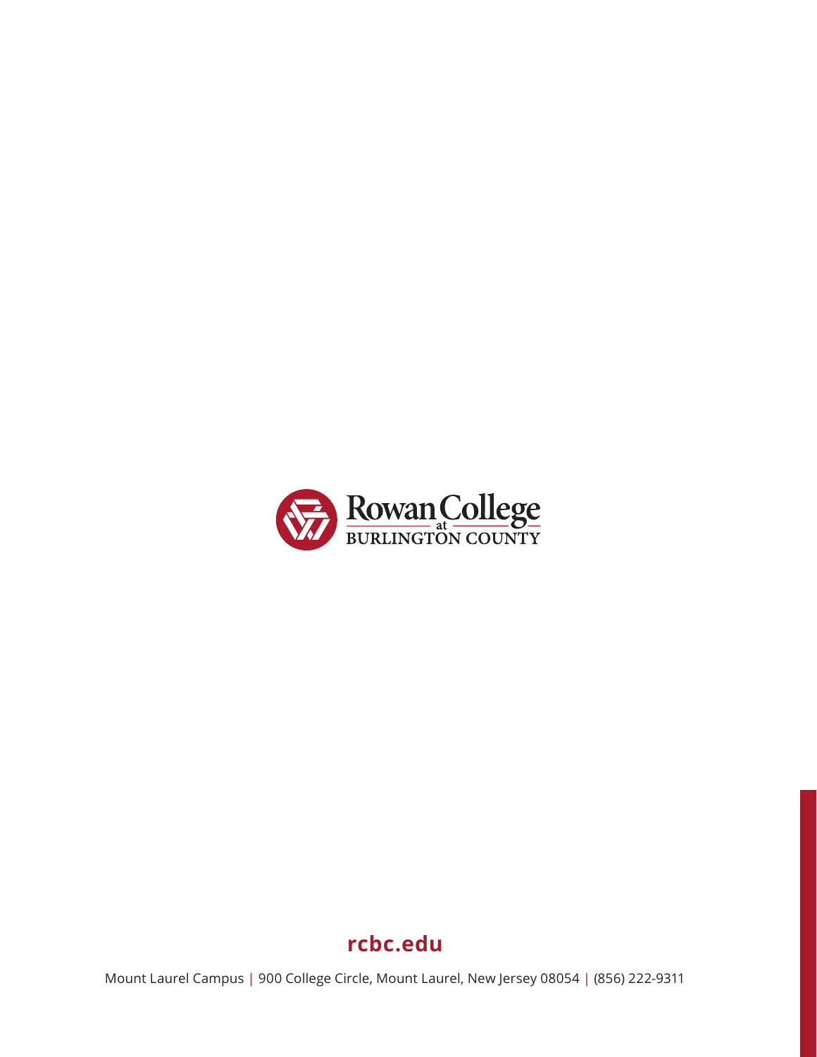Rowan College at BURLINGTON COUNTY

**rcbc.edu**

Mount Laurel Campus | 900 College Circle, Mount Laurel, New Jersey 08054 | (856) 222-9311